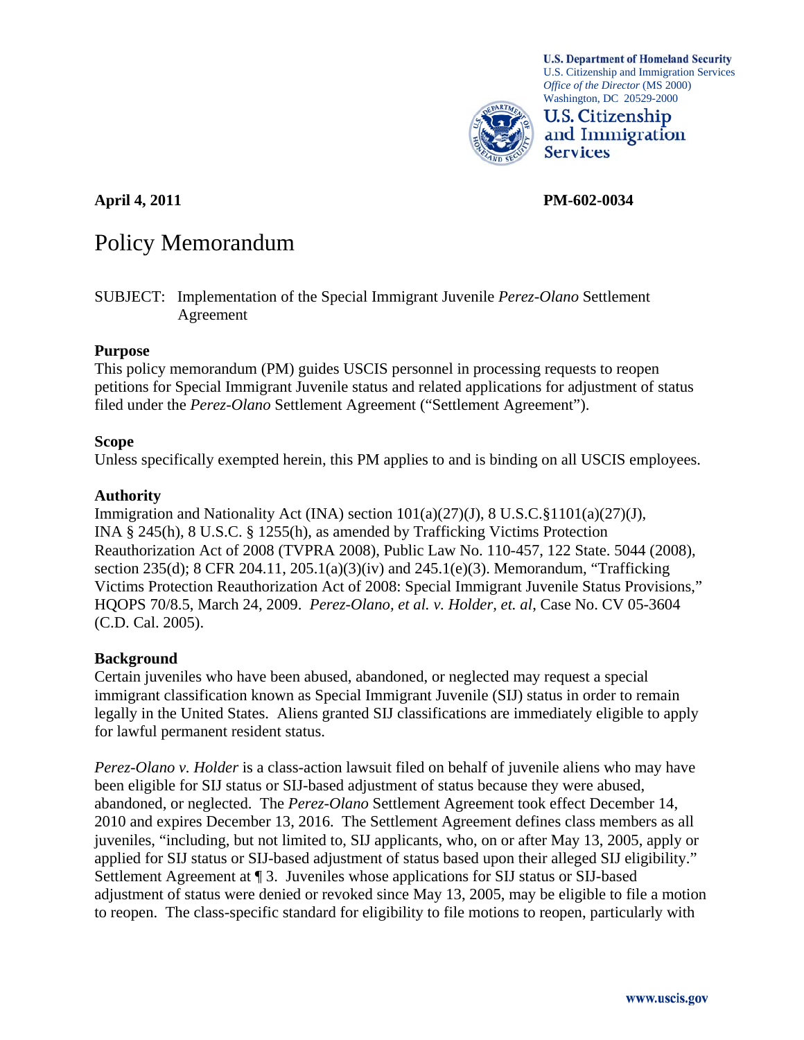**U.S. Department of Homeland Security**
U.S. Citizenship and Immigration Services
*Office of the Director* (MS 2000)
Washington, DC 20529-2000

**U.S. Citizenship and Immigration Services**

**April 4, 2011** **PM-602-0034**

# Policy Memorandum

SUBJECT: Implementation of the Special Immigrant Juvenile *Perez-Olano* Settlement Agreement

## Purpose

This policy memorandum (PM) guides USCIS personnel in processing requests to reopen petitions for Special Immigrant Juvenile status and related applications for adjustment of status filed under the *Perez-Olano* Settlement Agreement ("Settlement Agreement").

## Scope

Unless specifically exempted herein, this PM applies to and is binding on all USCIS employees.

## Authority

Immigration and Nationality Act (INA) section 101(a)(27)(J), 8 U.S.C.§1101(a)(27)(J), INA § 245(h), 8 U.S.C. § 1255(h), as amended by Trafficking Victims Protection Reauthorization Act of 2008 (TVPRA 2008), Public Law No. 110-457, 122 State. 5044 (2008), section 235(d); 8 CFR 204.11, 205.1(a)(3)(iv) and 245.1(e)(3). Memorandum, "Trafficking Victims Protection Reauthorization Act of 2008: Special Immigrant Juvenile Status Provisions," HQOPS 70/8.5, March 24, 2009. *Perez-Olano, et al. v. Holder, et. al*, Case No. CV 05-3604 (C.D. Cal. 2005).

## Background

Certain juveniles who have been abused, abandoned, or neglected may request a special immigrant classification known as Special Immigrant Juvenile (SIJ) status in order to remain legally in the United States. Aliens granted SIJ classifications are immediately eligible to apply for lawful permanent resident status.

*Perez-Olano v. Holder* is a class-action lawsuit filed on behalf of juvenile aliens who may have been eligible for SIJ status or SIJ-based adjustment of status because they were abused, abandoned, or neglected. The *Perez-Olano* Settlement Agreement took effect December 14, 2010 and expires December 13, 2016. The Settlement Agreement defines class members as all juveniles, "including, but not limited to, SIJ applicants, who, on or after May 13, 2005, apply or applied for SIJ status or SIJ-based adjustment of status based upon their alleged SIJ eligibility." Settlement Agreement at ¶ 3. Juveniles whose applications for SIJ status or SIJ-based adjustment of status were denied or revoked since May 13, 2005, may be eligible to file a motion to reopen. The class-specific standard for eligibility to file motions to reopen, particularly with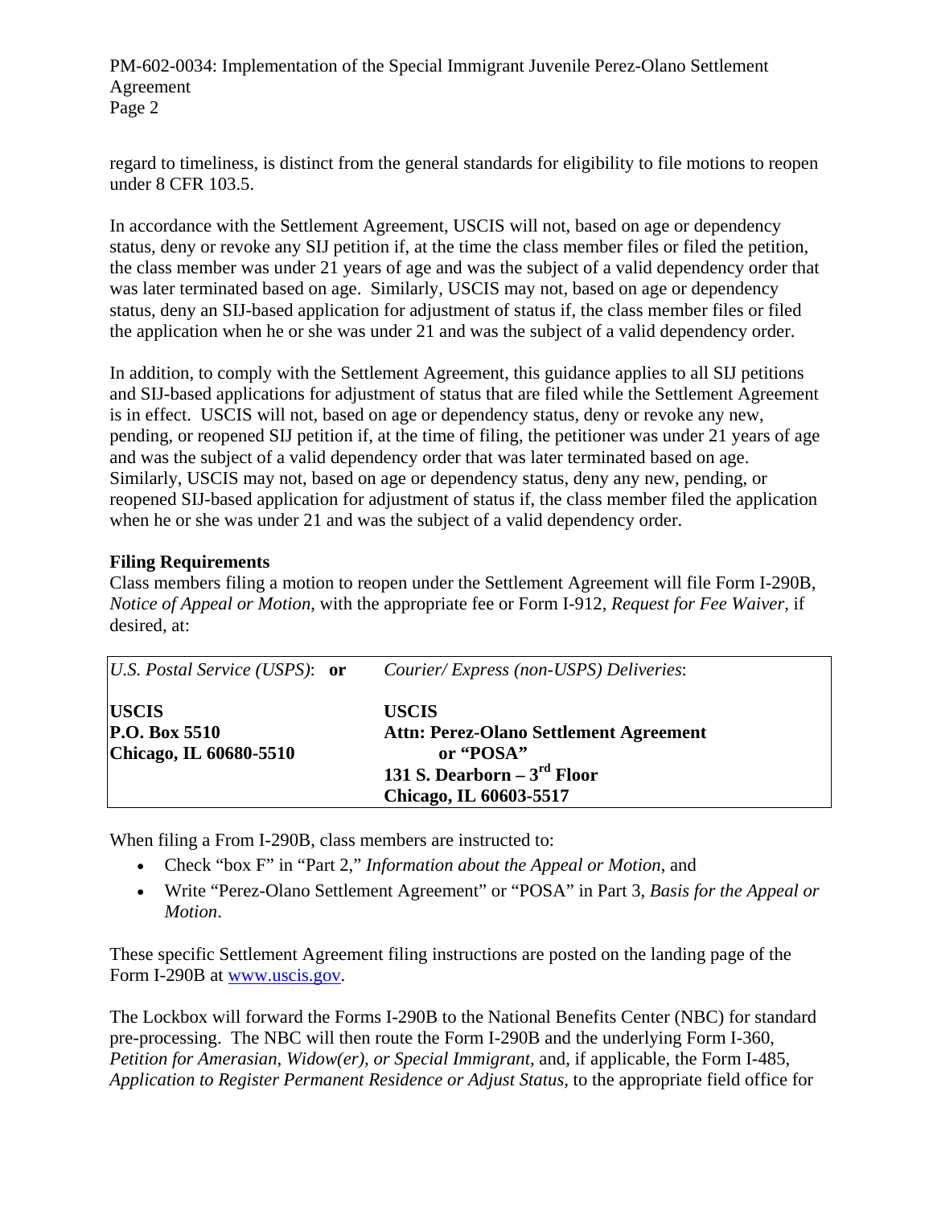regard to timeliness, is distinct from the general standards for eligibility to file motions to reopen under 8 CFR 103.5.

In accordance with the Settlement Agreement, USCIS will not, based on age or dependency status, deny or revoke any SIJ petition if, at the time the class member files or filed the petition, the class member was under 21 years of age and was the subject of a valid dependency order that was later terminated based on age. Similarly, USCIS may not, based on age or dependency status, deny an SIJ-based application for adjustment of status if, the class member files or filed the application when he or she was under 21 and was the subject of a valid dependency order.

In addition, to comply with the Settlement Agreement, this guidance applies to all SIJ petitions and SIJ-based applications for adjustment of status that are filed while the Settlement Agreement is in effect. USCIS will not, based on age or dependency status, deny or revoke any new, pending, or reopened SIJ petition if, at the time of filing, the petitioner was under 21 years of age and was the subject of a valid dependency order that was later terminated based on age. Similarly, USCIS may not, based on age or dependency status, deny any new, pending, or reopened SIJ-based application for adjustment of status if, the class member filed the application when he or she was under 21 and was the subject of a valid dependency order.

**Filing Requirements**

Class members filing a motion to reopen under the Settlement Agreement will file Form I-290B, *Notice of Appeal or Motion*, with the appropriate fee or Form I-912, *Request for Fee Waiver*, if desired, at:

| *U.S. Postal Service (USPS)*: **or** | *Courier/ Express (non-USPS) Deliveries*: |
|---|---|
| **USCIS**<br>**P.O. Box 5510**<br>**Chicago, IL 60680-5510** | **USCIS**<br>**Attn: Perez-Olano Settlement Agreement or "POSA"**<br>**131 S. Dearborn – 3rd Floor**<br>**Chicago, IL 60603-5517** |

When filing a From I-290B, class members are instructed to:

- Check "box F" in "Part 2," *Information about the Appeal or Motion*, and
- Write "Perez-Olano Settlement Agreement" or "POSA" in Part 3, *Basis for the Appeal or Motion*.

These specific Settlement Agreement filing instructions are posted on the landing page of the Form I-290B at www.uscis.gov.

The Lockbox will forward the Forms I-290B to the National Benefits Center (NBC) for standard pre-processing. The NBC will then route the Form I-290B and the underlying Form I-360, *Petition for Amerasian, Widow(er), or Special Immigrant*, and, if applicable, the Form I-485, *Application to Register Permanent Residence or Adjust Status*, to the appropriate field office for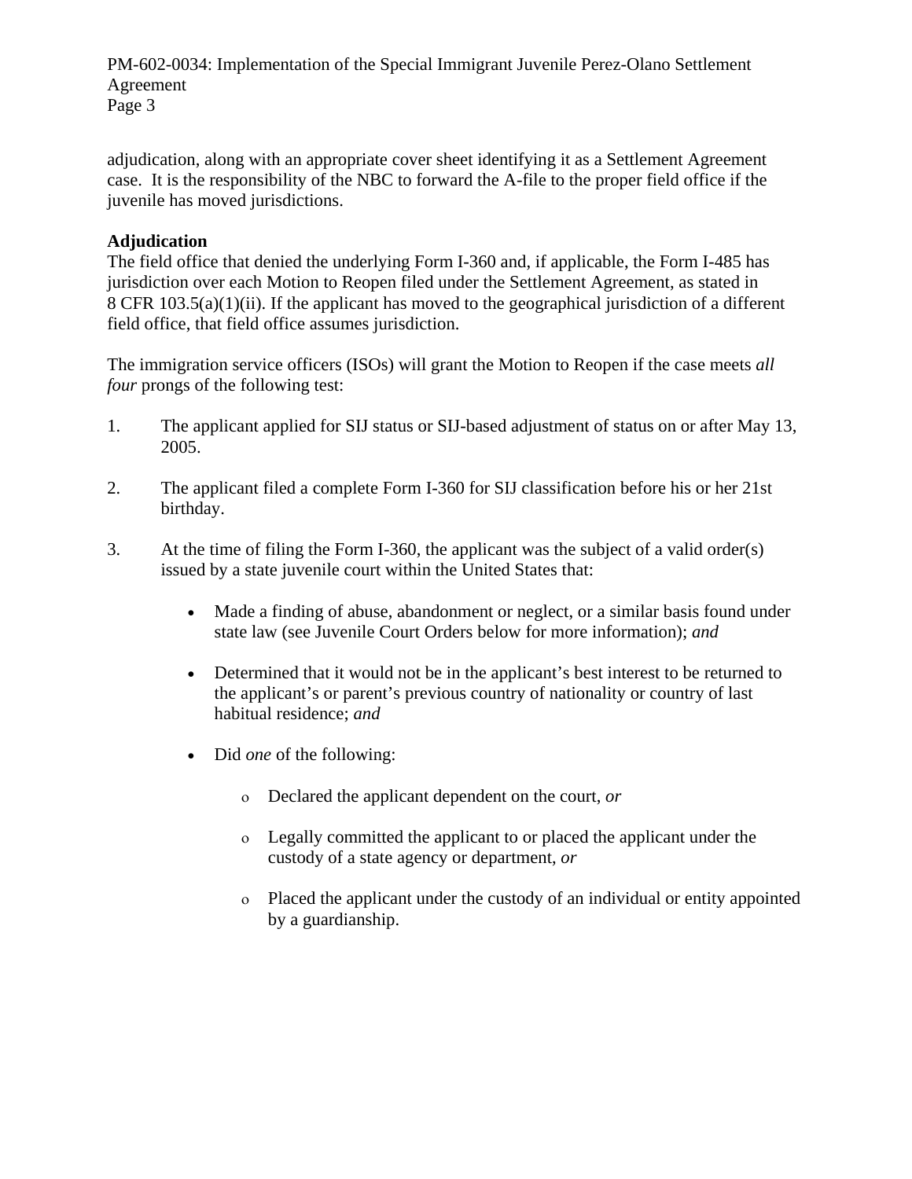adjudication, along with an appropriate cover sheet identifying it as a Settlement Agreement case. It is the responsibility of the NBC to forward the A-file to the proper field office if the juvenile has moved jurisdictions.

**Adjudication**

The field office that denied the underlying Form I-360 and, if applicable, the Form I-485 has jurisdiction over each Motion to Reopen filed under the Settlement Agreement, as stated in 8 CFR 103.5(a)(1)(ii). If the applicant has moved to the geographical jurisdiction of a different field office, that field office assumes jurisdiction.

The immigration service officers (ISOs) will grant the Motion to Reopen if the case meets *all four* prongs of the following test:

1. The applicant applied for SIJ status or SIJ-based adjustment of status on or after May 13, 2005.

2. The applicant filed a complete Form I-360 for SIJ classification before his or her 21st birthday.

3. At the time of filing the Form I-360, the applicant was the subject of a valid order(s) issued by a state juvenile court within the United States that:

    - Made a finding of abuse, abandonment or neglect, or a similar basis found under state law (see Juvenile Court Orders below for more information); *and*

    - Determined that it would not be in the applicant's best interest to be returned to the applicant's or parent's previous country of nationality or country of last habitual residence; *and*

    - Did *one* of the following:

        - Declared the applicant dependent on the court, *or*

        - Legally committed the applicant to or placed the applicant under the custody of a state agency or department, *or*

        - Placed the applicant under the custody of an individual or entity appointed by a guardianship.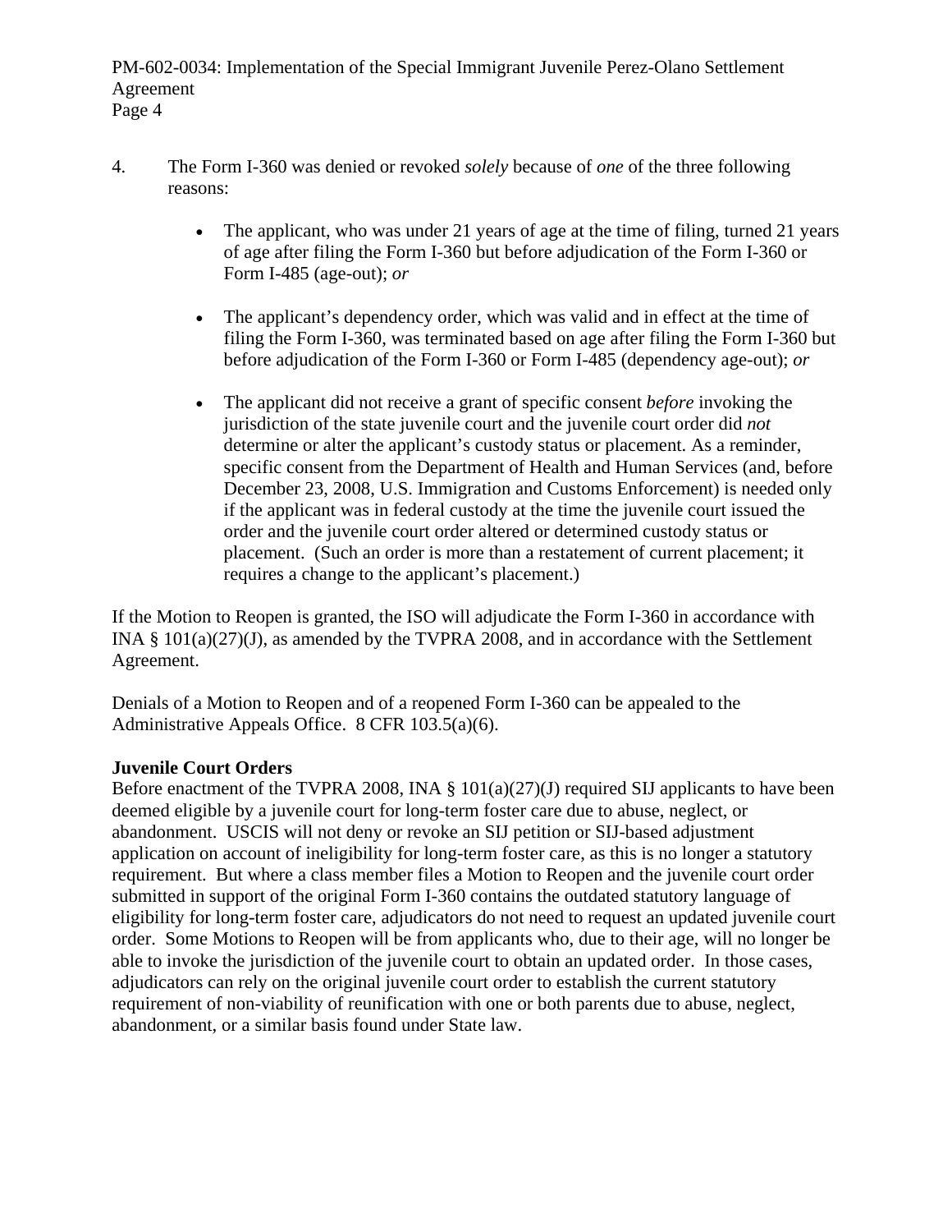4. The Form I-360 was denied or revoked *solely* because of *one* of the three following reasons:

   - The applicant, who was under 21 years of age at the time of filing, turned 21 years of age after filing the Form I-360 but before adjudication of the Form I-360 or Form I-485 (age-out); *or*

   - The applicant's dependency order, which was valid and in effect at the time of filing the Form I-360, was terminated based on age after filing the Form I-360 but before adjudication of the Form I-360 or Form I-485 (dependency age-out); *or*

   - The applicant did not receive a grant of specific consent *before* invoking the jurisdiction of the state juvenile court and the juvenile court order did *not* determine or alter the applicant's custody status or placement. As a reminder, specific consent from the Department of Health and Human Services (and, before December 23, 2008, U.S. Immigration and Customs Enforcement) is needed only if the applicant was in federal custody at the time the juvenile court issued the order and the juvenile court order altered or determined custody status or placement. (Such an order is more than a restatement of current placement; it requires a change to the applicant's placement.)

If the Motion to Reopen is granted, the ISO will adjudicate the Form I-360 in accordance with INA § 101(a)(27)(J), as amended by the TVPRA 2008, and in accordance with the Settlement Agreement.

Denials of a Motion to Reopen and of a reopened Form I-360 can be appealed to the Administrative Appeals Office. 8 CFR 103.5(a)(6).

**Juvenile Court Orders**

Before enactment of the TVPRA 2008, INA § 101(a)(27)(J) required SIJ applicants to have been deemed eligible by a juvenile court for long-term foster care due to abuse, neglect, or abandonment. USCIS will not deny or revoke an SIJ petition or SIJ-based adjustment application on account of ineligibility for long-term foster care, as this is no longer a statutory requirement. But where a class member files a Motion to Reopen and the juvenile court order submitted in support of the original Form I-360 contains the outdated statutory language of eligibility for long-term foster care, adjudicators do not need to request an updated juvenile court order. Some Motions to Reopen will be from applicants who, due to their age, will no longer be able to invoke the jurisdiction of the juvenile court to obtain an updated order. In those cases, adjudicators can rely on the original juvenile court order to establish the current statutory requirement of non-viability of reunification with one or both parents due to abuse, neglect, abandonment, or a similar basis found under State law.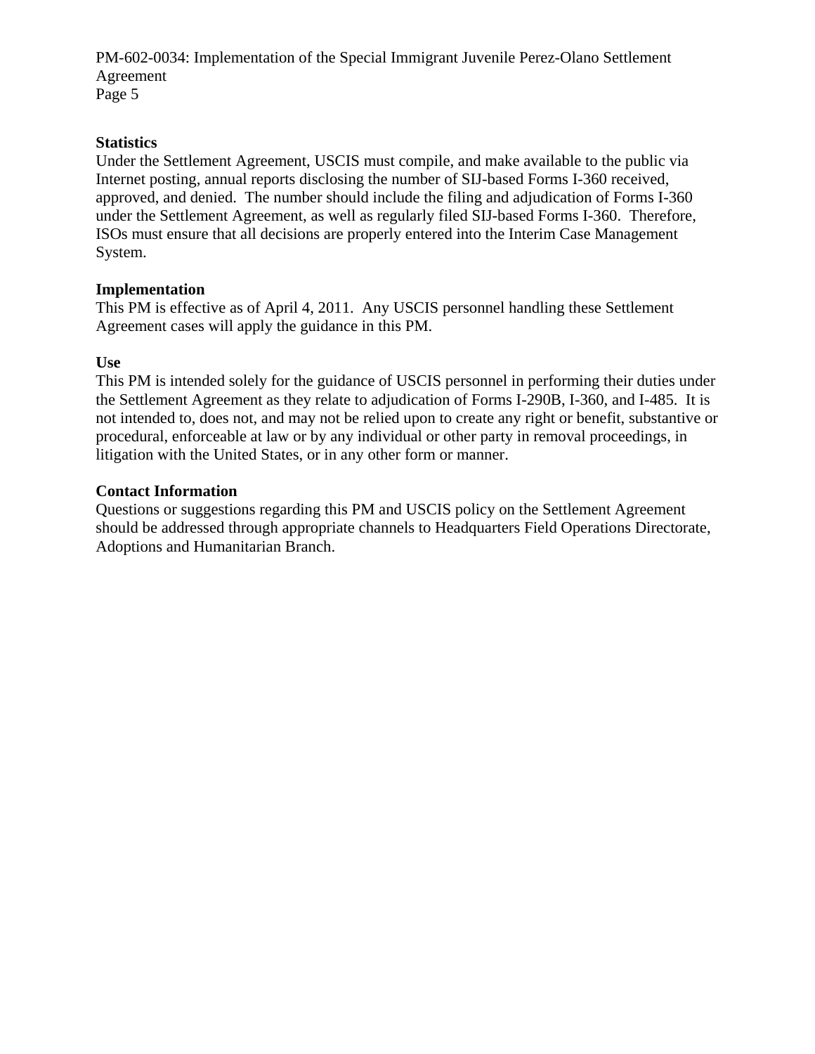**Statistics**

Under the Settlement Agreement, USCIS must compile, and make available to the public via Internet posting, annual reports disclosing the number of SIJ-based Forms I-360 received, approved, and denied. The number should include the filing and adjudication of Forms I-360 under the Settlement Agreement, as well as regularly filed SIJ-based Forms I-360. Therefore, ISOs must ensure that all decisions are properly entered into the Interim Case Management System.

**Implementation**

This PM is effective as of April 4, 2011. Any USCIS personnel handling these Settlement Agreement cases will apply the guidance in this PM.

**Use**

This PM is intended solely for the guidance of USCIS personnel in performing their duties under the Settlement Agreement as they relate to adjudication of Forms I-290B, I-360, and I-485. It is not intended to, does not, and may not be relied upon to create any right or benefit, substantive or procedural, enforceable at law or by any individual or other party in removal proceedings, in litigation with the United States, or in any other form or manner.

**Contact Information**

Questions or suggestions regarding this PM and USCIS policy on the Settlement Agreement should be addressed through appropriate channels to Headquarters Field Operations Directorate, Adoptions and Humanitarian Branch.